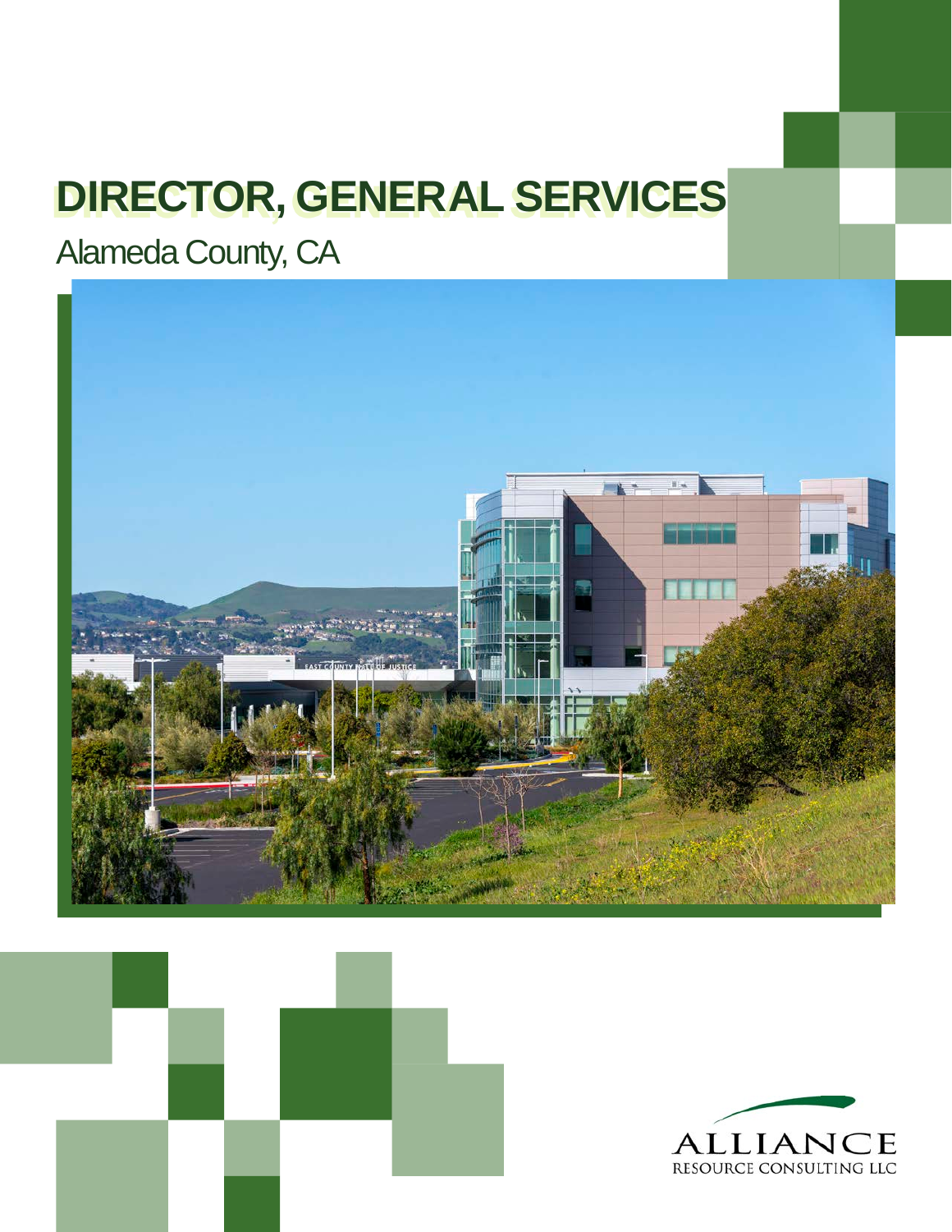# DIRECTOR, GENERAL SERVICES

## Alameda County, CA

ALLIANCE
RESOURCE CONSULTING LLC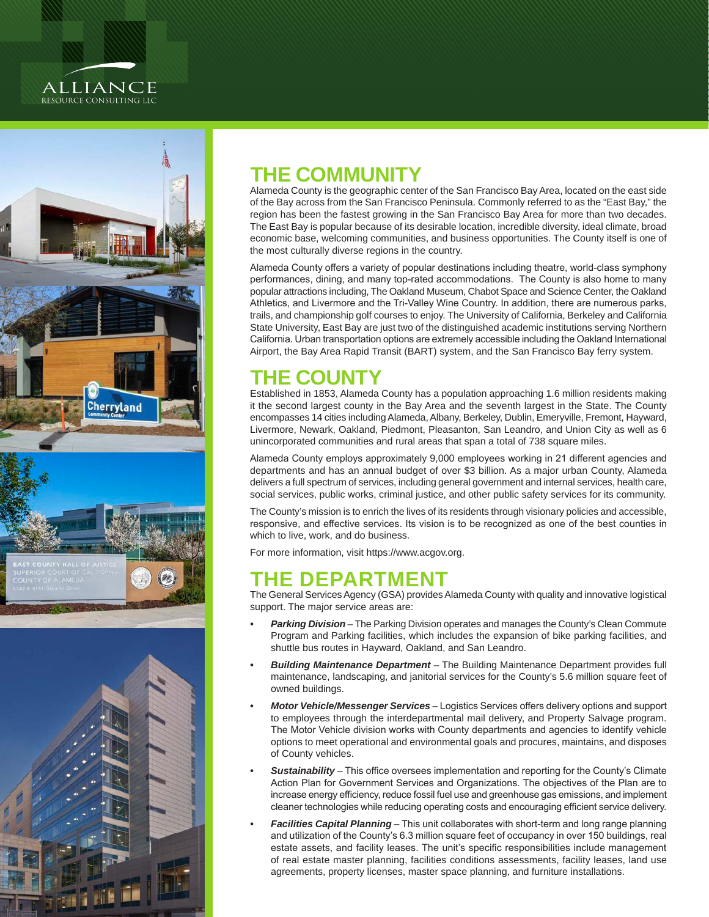# THE COMMUNITY

Alameda County is the geographic center of the San Francisco Bay Area, located on the east side of the Bay across from the San Francisco Peninsula. Commonly referred to as the "East Bay," the region has been the fastest growing in the San Francisco Bay Area for more than two decades. The East Bay is popular because of its desirable location, incredible diversity, ideal climate, broad economic base, welcoming communities, and business opportunities. The County itself is one of the most culturally diverse regions in the country.

Alameda County offers a variety of popular destinations including theatre, world-class symphony performances, dining, and many top-rated accommodations. The County is also home to many popular attractions including, The Oakland Museum, Chabot Space and Science Center, the Oakland Athletics, and Livermore and the Tri-Valley Wine Country. In addition, there are numerous parks, trails, and championship golf courses to enjoy. The University of California, Berkeley and California State University, East Bay are just two of the distinguished academic institutions serving Northern California. Urban transportation options are extremely accessible including the Oakland International Airport, the Bay Area Rapid Transit (BART) system, and the San Francisco Bay ferry system.

# THE COUNTY

Established in 1853, Alameda County has a population approaching 1.6 million residents making it the second largest county in the Bay Area and the seventh largest in the State. The County encompasses 14 cities including Alameda, Albany, Berkeley, Dublin, Emeryville, Fremont, Hayward, Livermore, Newark, Oakland, Piedmont, Pleasanton, San Leandro, and Union City as well as 6 unincorporated communities and rural areas that span a total of 738 square miles.

Alameda County employs approximately 9,000 employees working in 21 different agencies and departments and has an annual budget of over $3 billion. As a major urban County, Alameda delivers a full spectrum of services, including general government and internal services, health care, social services, public works, criminal justice, and other public safety services for its community.

The County's mission is to enrich the lives of its residents through visionary policies and accessible, responsive, and effective services. Its vision is to be recognized as one of the best counties in which to live, work, and do business.

For more information, visit https://www.acgov.org.

# THE DEPARTMENT

The General Services Agency (GSA) provides Alameda County with quality and innovative logistical support. The major service areas are:

- ***Parking Division*** – The Parking Division operates and manages the County's Clean Commute Program and Parking facilities, which includes the expansion of bike parking facilities, and shuttle bus routes in Hayward, Oakland, and San Leandro.
- ***Building Maintenance Department*** – The Building Maintenance Department provides full maintenance, landscaping, and janitorial services for the County's 5.6 million square feet of owned buildings.
- ***Motor Vehicle/Messenger Services*** – Logistics Services offers delivery options and support to employees through the interdepartmental mail delivery, and Property Salvage program. The Motor Vehicle division works with County departments and agencies to identify vehicle options to meet operational and environmental goals and procures, maintains, and disposes of County vehicles.
- ***Sustainability*** – This office oversees implementation and reporting for the County's Climate Action Plan for Government Services and Organizations. The objectives of the Plan are to increase energy efficiency, reduce fossil fuel use and greenhouse gas emissions, and implement cleaner technologies while reducing operating costs and encouraging efficient service delivery.
- ***Facilities Capital Planning*** – This unit collaborates with short-term and long range planning and utilization of the County's 6.3 million square feet of occupancy in over 150 buildings, real estate assets, and facility leases. The unit's specific responsibilities include management of real estate master planning, facilities conditions assessments, facility leases, land use agreements, property licenses, master space planning, and furniture installations.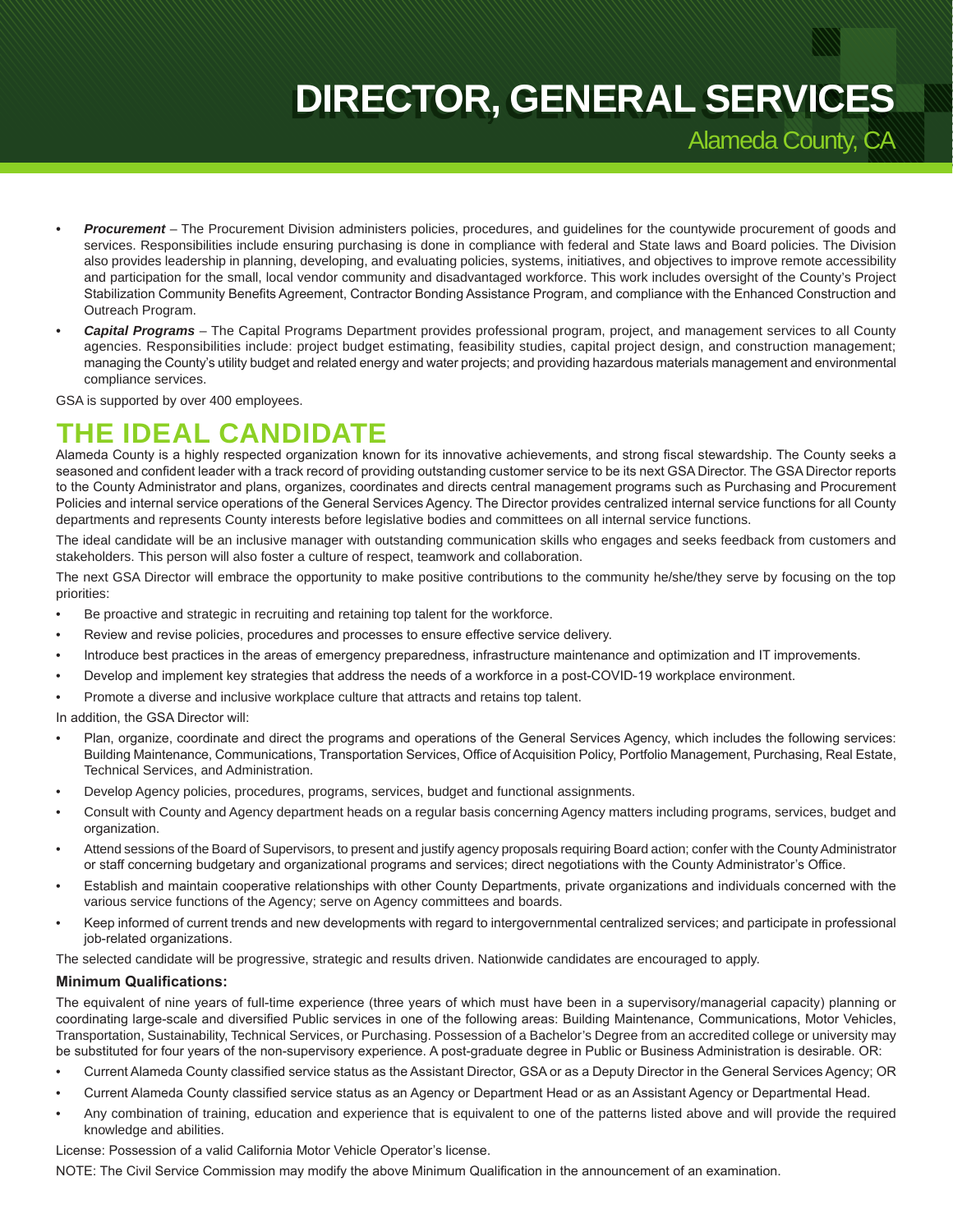- ***Procurement*** – The Procurement Division administers policies, procedures, and guidelines for the countywide procurement of goods and services. Responsibilities include ensuring purchasing is done in compliance with federal and State laws and Board policies. The Division also provides leadership in planning, developing, and evaluating policies, systems, initiatives, and objectives to improve remote accessibility and participation for the small, local vendor community and disadvantaged workforce. This work includes oversight of the County's Project Stabilization Community Benefits Agreement, Contractor Bonding Assistance Program, and compliance with the Enhanced Construction and Outreach Program.
- ***Capital Programs*** – The Capital Programs Department provides professional program, project, and management services to all County agencies. Responsibilities include: project budget estimating, feasibility studies, capital project design, and construction management; managing the County's utility budget and related energy and water projects; and providing hazardous materials management and environmental compliance services.

GSA is supported by over 400 employees.

## THE IDEAL CANDIDATE

Alameda County is a highly respected organization known for its innovative achievements, and strong fiscal stewardship. The County seeks a seasoned and confident leader with a track record of providing outstanding customer service to be its next GSA Director. The GSA Director reports to the County Administrator and plans, organizes, coordinates and directs central management programs such as Purchasing and Procurement Policies and internal service operations of the General Services Agency. The Director provides centralized internal service functions for all County departments and represents County interests before legislative bodies and committees on all internal service functions.

The ideal candidate will be an inclusive manager with outstanding communication skills who engages and seeks feedback from customers and stakeholders. This person will also foster a culture of respect, teamwork and collaboration.

The next GSA Director will embrace the opportunity to make positive contributions to the community he/she/they serve by focusing on the top priorities:

- Be proactive and strategic in recruiting and retaining top talent for the workforce.
- Review and revise policies, procedures and processes to ensure effective service delivery.
- Introduce best practices in the areas of emergency preparedness, infrastructure maintenance and optimization and IT improvements.
- Develop and implement key strategies that address the needs of a workforce in a post-COVID-19 workplace environment.
- Promote a diverse and inclusive workplace culture that attracts and retains top talent.

In addition, the GSA Director will:

- Plan, organize, coordinate and direct the programs and operations of the General Services Agency, which includes the following services: Building Maintenance, Communications, Transportation Services, Office of Acquisition Policy, Portfolio Management, Purchasing, Real Estate, Technical Services, and Administration.
- Develop Agency policies, procedures, programs, services, budget and functional assignments.
- Consult with County and Agency department heads on a regular basis concerning Agency matters including programs, services, budget and organization.
- Attend sessions of the Board of Supervisors, to present and justify agency proposals requiring Board action; confer with the County Administrator or staff concerning budgetary and organizational programs and services; direct negotiations with the County Administrator's Office.
- Establish and maintain cooperative relationships with other County Departments, private organizations and individuals concerned with the various service functions of the Agency; serve on Agency committees and boards.
- Keep informed of current trends and new developments with regard to intergovernmental centralized services; and participate in professional job-related organizations.

The selected candidate will be progressive, strategic and results driven. Nationwide candidates are encouraged to apply.

### Minimum Qualifications:

The equivalent of nine years of full-time experience (three years of which must have been in a supervisory/managerial capacity) planning or coordinating large-scale and diversified Public services in one of the following areas: Building Maintenance, Communications, Motor Vehicles, Transportation, Sustainability, Technical Services, or Purchasing. Possession of a Bachelor's Degree from an accredited college or university may be substituted for four years of the non-supervisory experience. A post-graduate degree in Public or Business Administration is desirable. OR:

- Current Alameda County classified service status as the Assistant Director, GSA or as a Deputy Director in the General Services Agency; OR
- Current Alameda County classified service status as an Agency or Department Head or as an Assistant Agency or Departmental Head.
- Any combination of training, education and experience that is equivalent to one of the patterns listed above and will provide the required knowledge and abilities.

License: Possession of a valid California Motor Vehicle Operator's license.

NOTE: The Civil Service Commission may modify the above Minimum Qualification in the announcement of an examination.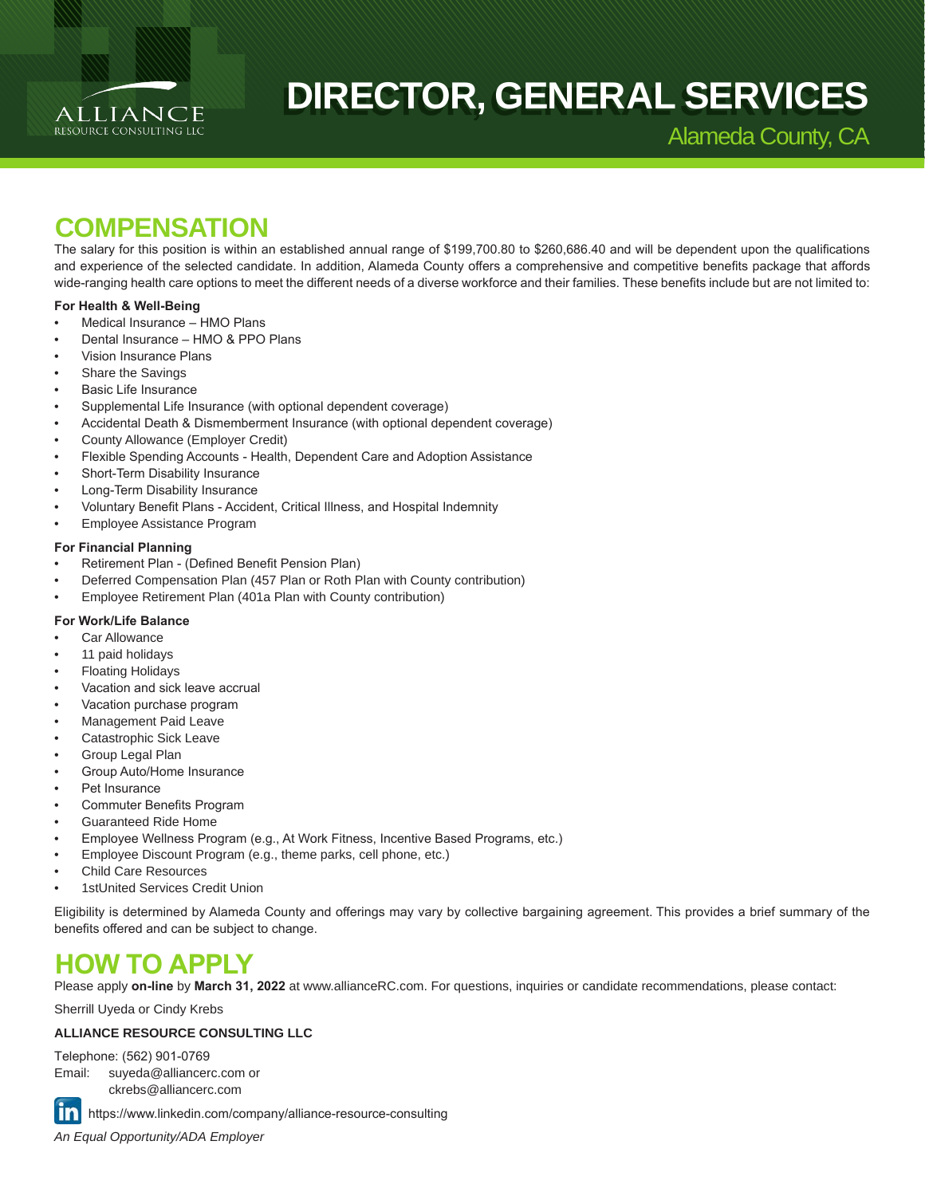# DIRECTOR, GENERAL SERVICES

Alameda County, CA

## COMPENSATION

The salary for this position is within an established annual range of $199,700.80 to $260,686.40 and will be dependent upon the qualifications and experience of the selected candidate. In addition, Alameda County offers a comprehensive and competitive benefits package that affords wide-ranging health care options to meet the different needs of a diverse workforce and their families. These benefits include but are not limited to:

**For Health & Well-Being**

- Medical Insurance – HMO Plans
- Dental Insurance – HMO & PPO Plans
- Vision Insurance Plans
- Share the Savings
- Basic Life Insurance
- Supplemental Life Insurance (with optional dependent coverage)
- Accidental Death & Dismemberment Insurance (with optional dependent coverage)
- County Allowance (Employer Credit)
- Flexible Spending Accounts - Health, Dependent Care and Adoption Assistance
- Short-Term Disability Insurance
- Long-Term Disability Insurance
- Voluntary Benefit Plans - Accident, Critical Illness, and Hospital Indemnity
- Employee Assistance Program

**For Financial Planning**

- Retirement Plan - (Defined Benefit Pension Plan)
- Deferred Compensation Plan (457 Plan or Roth Plan with County contribution)
- Employee Retirement Plan (401a Plan with County contribution)

**For Work/Life Balance**

- Car Allowance
- 11 paid holidays
- Floating Holidays
- Vacation and sick leave accrual
- Vacation purchase program
- Management Paid Leave
- Catastrophic Sick Leave
- Group Legal Plan
- Group Auto/Home Insurance
- Pet Insurance
- Commuter Benefits Program
- Guaranteed Ride Home
- Employee Wellness Program (e.g., At Work Fitness, Incentive Based Programs, etc.)
- Employee Discount Program (e.g., theme parks, cell phone, etc.)
- Child Care Resources
- 1stUnited Services Credit Union

Eligibility is determined by Alameda County and offerings may vary by collective bargaining agreement. This provides a brief summary of the benefits offered and can be subject to change.

## HOW TO APPLY

Please apply **on-line** by **March 31, 2022** at www.allianceRC.com. For questions, inquiries or candidate recommendations, please contact:

Sherrill Ueyda or Cindy Krebs

**ALLIANCE RESOURCE CONSULTING LLC**

Telephone: (562) 901-0769
Email: suyeda@alliancerc.com or
ckrebs@alliancerc.com

https://www.linkedin.com/company/alliance-resource-consulting

*An Equal Opportunity/ADA Employer*